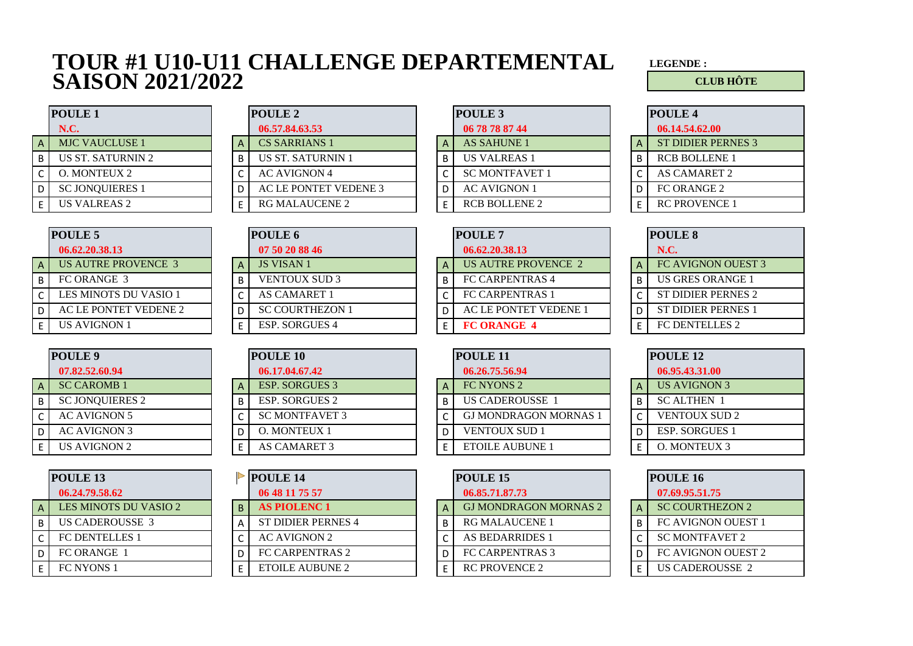# TOUR #1 U10-U11 CHALLENGE DEPARTEMENTAL SAISON 2021/2022

**LEGENDE :**

**CLUB HÔTE**

| | POULE 1 |
|---|---|
| | N.C. |
| A | MJC VAUCLUSE 1 |
| B | US ST. SATURNIN 2 |
| C | O. MONTEUX 2 |
| D | SC JONQUIERES 1 |
| E | US VALREAS 2 |

| | POULE 2 |
|---|---|
| | 06.57.84.63.53 |
| A | CS SARRIANS 1 |
| B | US ST. SATURNIN 1 |
| C | AC AVIGNON 4 |
| D | AC LE PONTET VEDENE 3 |
| E | RG MALAUCENE 2 |

| | POULE 3 |
|---|---|
| | 06 78 78 87 44 |
| A | AS SAHUNE 1 |
| B | US VALREAS 1 |
| C | SC MONTFAVET 1 |
| D | AC AVIGNON 1 |
| E | RCB BOLLENE 2 |

| | POULE 4 |
|---|---|
| | 06.14.54.62.00 |
| A | ST DIDIER PERNES 3 |
| B | RCB BOLLENE 1 |
| C | AS CAMARET 2 |
| D | FC ORANGE 2 |
| E | RC PROVENCE 1 |

| | POULE 5 |
|---|---|
| | 06.62.20.38.13 |
| A | US AUTRE PROVENCE 3 |
| B | FC ORANGE 3 |
| C | LES MINOTS DU VASIO 1 |
| D | AC LE PONTET VEDENE 2 |
| E | US AVIGNON 1 |

| | POULE 6 |
|---|---|
| | 07 50 20 88 46 |
| A | JS VISAN 1 |
| B | VENTOUX SUD 3 |
| C | AS CAMARET 1 |
| D | SC COURTHEZON 1 |
| E | ESP. SORGUES 4 |

| | POULE 7 |
|---|---|
| | 06.62.20.38.13 |
| A | US AUTRE PROVENCE 2 |
| B | FC CARPENTRAS 4 |
| C | FC CARPENTRAS 1 |
| D | AC LE PONTET VEDENE 1 |
| E | **FC ORANGE 4** |

| | POULE 8 |
|---|---|
| | N.C. |
| A | FC AVIGNON OUEST 3 |
| B | US GRES ORANGE 1 |
| C | ST DIDIER PERNES 2 |
| D | ST DIDIER PERNES 1 |
| E | FC DENTELLES 2 |

| | POULE 9 |
|---|---|
| | 07.82.52.60.94 |
| A | SC CAROMB 1 |
| B | SC JONQUIERES 2 |
| C | AC AVIGNON 5 |
| D | AC AVIGNON 3 |
| E | US AVIGNON 2 |

| | POULE 10 |
|---|---|
| | 06.17.04.67.42 |
| A | ESP. SORGUES 3 |
| B | ESP. SORGUES 2 |
| C | SC MONTFAVET 3 |
| D | O. MONTEUX 1 |
| E | AS CAMARET 3 |

| | POULE 11 |
|---|---|
| | 06.26.75.56.94 |
| A | FC NYONS 2 |
| B | US CADEROUSSE 1 |
| C | GJ MONDRAGON MORNAS 1 |
| D | VENTOUX SUD 1 |
| E | ETOILE AUBUNE 1 |

| | POULE 12 |
|---|---|
| | 06.95.43.31.00 |
| A | US AVIGNON 3 |
| B | SC ALTHEN 1 |
| C | VENTOUX SUD 2 |
| D | ESP. SORGUES 1 |
| E | O. MONTEUX 3 |

| | POULE 13 |
|---|---|
| | 06.24.79.58.62 |
| A | LES MINOTS DU VASIO 2 |
| B | US CADEROUSSE 3 |
| C | FC DENTELLES 1 |
| D | FC ORANGE 1 |
| E | FC NYONS 1 |

| | POULE 14 |
|---|---|
| | 06 48 11 75 57 |
| B | **AS PIOLENC 1** |
| A | ST DIDIER PERNES 4 |
| C | AC AVIGNON 2 |
| D | FC CARPENTRAS 2 |
| E | ETOILE AUBUNE 2 |

| | POULE 15 |
|---|---|
| | 06.85.71.87.73 |
| A | GJ MONDRAGON MORNAS 2 |
| B | RG MALAUCENE 1 |
| C | AS BEDARRIDES 1 |
| D | FC CARPENTRAS 3 |
| E | RC PROVENCE 2 |

| | POULE 16 |
|---|---|
| | 07.69.95.51.75 |
| A | SC COURTHEZON 2 |
| B | FC AVIGNON OUEST 1 |
| C | SC MONTFAVET 2 |
| D | FC AVIGNON OUEST 2 |
| E | US CADEROUSSE 2 |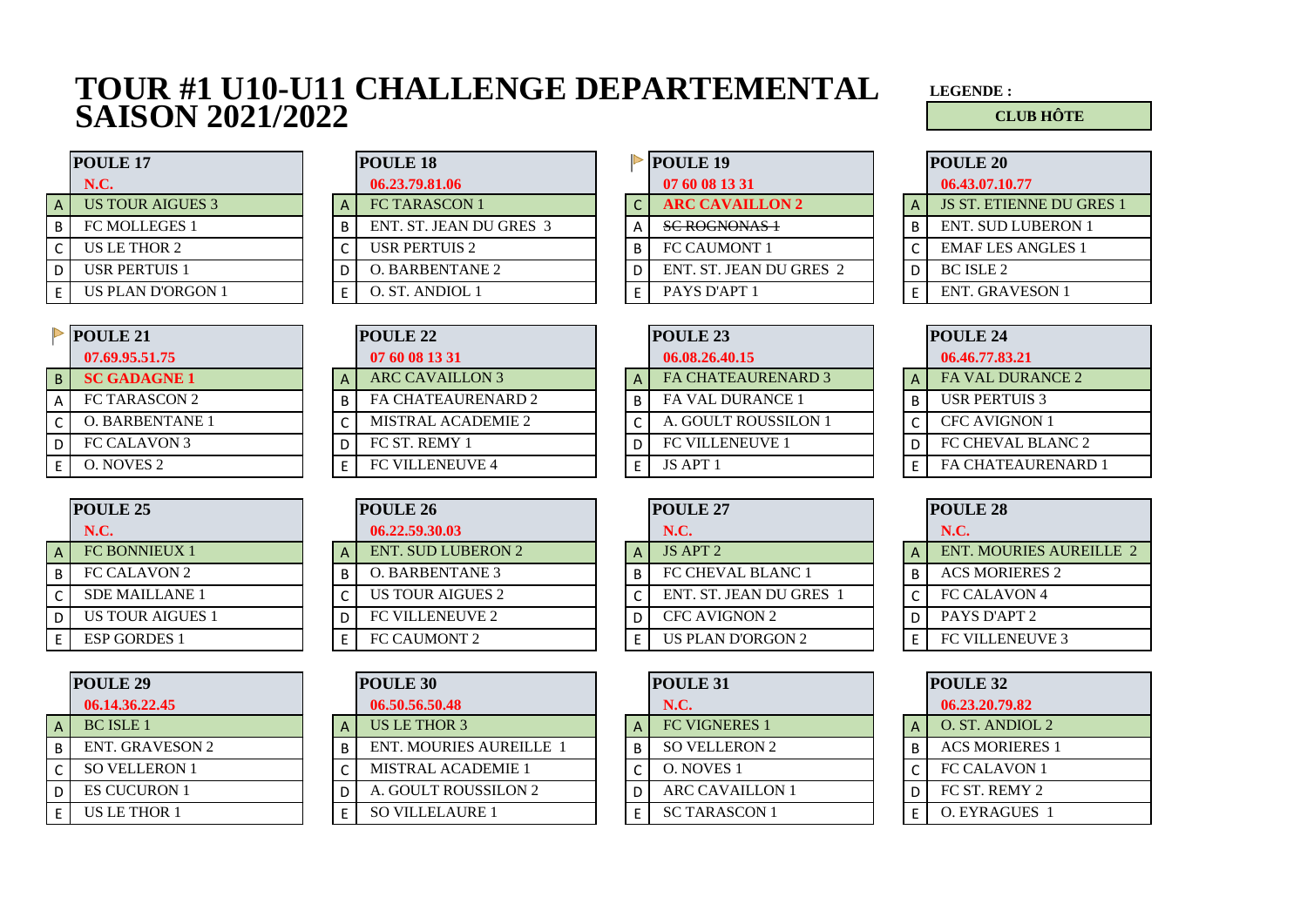# TOUR #1 U10-U11 CHALLENGE DEPARTEMENTAL SAISON 2021/2022

**LEGENDE :**

**CLUB HÔTE**

| | POULE 17 |
|---|---|
| | N.C. |
| A | US TOUR AIGUES 3 |
| B | FC MOLLEGES 1 |
| C | US LE THOR 2 |
| D | USR PERTUIS 1 |
| E | US PLAN D'ORGON 1 |

| | POULE 18 |
|---|---|
| | 06.23.79.81.06 |
| A | FC TARASCON 1 |
| B | ENT. ST. JEAN DU GRES 3 |
| C | USR PERTUIS 2 |
| D | O. BARBENTANE 2 |
| E | O. ST. ANDIOL 1 |

| | POULE 19 |
|---|---|
| | 07 60 08 13 31 |
| C | **ARC CAVAILLON 2** |
| A | ~~SC ROGNONAS 1~~ |
| B | FC CAUMONT 1 |
| D | ENT. ST. JEAN DU GRES 2 |
| E | PAYS D'APT 1 |

| | POULE 20 |
|---|---|
| | 06.43.07.10.77 |
| A | JS ST. ETIENNE DU GRES 1 |
| B | ENT. SUD LUBERON 1 |
| C | EMAF LES ANGLES 1 |
| D | BC ISLE 2 |
| E | ENT. GRAVESON 1 |

| | POULE 21 |
|---|---|
| | 07.69.95.51.75 |
| B | **SC GADAGNE 1** |
| A | FC TARASCON 2 |
| C | O. BARBENTANE 1 |
| D | FC CALAVON 3 |
| E | O. NOVES 2 |

| | POULE 22 |
|---|---|
| | 07 60 08 13 31 |
| A | ARC CAVAILLON 3 |
| B | FA CHATEAURENARD 2 |
| C | MISTRAL ACADEMIE 2 |
| D | FC ST. REMY 1 |
| E | FC VILLENEUVE 4 |

| | POULE 23 |
|---|---|
| | 06.08.26.40.15 |
| A | FA CHATEAURENARD 3 |
| B | FA VAL DURANCE 1 |
| C | A. GOULT ROUSSILON 1 |
| D | FC VILLENEUVE 1 |
| E | JS APT 1 |

| | POULE 24 |
|---|---|
| | 06.46.77.83.21 |
| A | FA VAL DURANCE 2 |
| B | USR PERTUIS 3 |
| C | CFC AVIGNON 1 |
| D | FC CHEVAL BLANC 2 |
| E | FA CHATEAURENARD 1 |

| | POULE 25 |
|---|---|
| | N.C. |
| A | FC BONNIEUX 1 |
| B | FC CALAVON 2 |
| C | SDE MAILLANE 1 |
| D | US TOUR AIGUES 1 |
| E | ESP GORDES 1 |

| | POULE 26 |
|---|---|
| | 06.22.59.30.03 |
| A | ENT. SUD LUBERON 2 |
| B | O. BARBENTANE 3 |
| C | US TOUR AIGUES 2 |
| D | FC VILLENEUVE 2 |
| E | FC CAUMONT 2 |

| | POULE 27 |
|---|---|
| | N.C. |
| A | JS APT 2 |
| B | FC CHEVAL BLANC 1 |
| C | ENT. ST. JEAN DU GRES 1 |
| D | CFC AVIGNON 2 |
| E | US PLAN D'ORGON 2 |

| | POULE 28 |
|---|---|
| | N.C. |
| A | ENT. MOURIES AUREILLE 2 |
| B | ACS MORIERES 2 |
| C | FC CALAVON 4 |
| D | PAYS D'APT 2 |
| E | FC VILLENEUVE 3 |

| | POULE 29 |
|---|---|
| | 06.14.36.22.45 |
| A | BC ISLE 1 |
| B | ENT. GRAVESON 2 |
| C | SO VELLERON 1 |
| D | ES CUCURON 1 |
| E | US LE THOR 1 |

| | POULE 30 |
|---|---|
| | 06.50.56.50.48 |
| A | US LE THOR 3 |
| B | ENT. MOURIES AUREILLE 1 |
| C | MISTRAL ACADEMIE 1 |
| D | A. GOULT ROUSSILON 2 |
| E | SO VILLELAURE 1 |

| | POULE 31 |
|---|---|
| | N.C. |
| A | FC VIGNERES 1 |
| B | SO VELLERON 2 |
| C | O. NOVES 1 |
| D | ARC CAVAILLON 1 |
| E | SC TARASCON 1 |

| | POULE 32 |
|---|---|
| | 06.23.20.79.82 |
| A | O. ST. ANDIOL 2 |
| B | ACS MORIERES 1 |
| C | FC CALAVON 1 |
| D | FC ST. REMY 2 |
| E | O. EYRAGUES 1 |